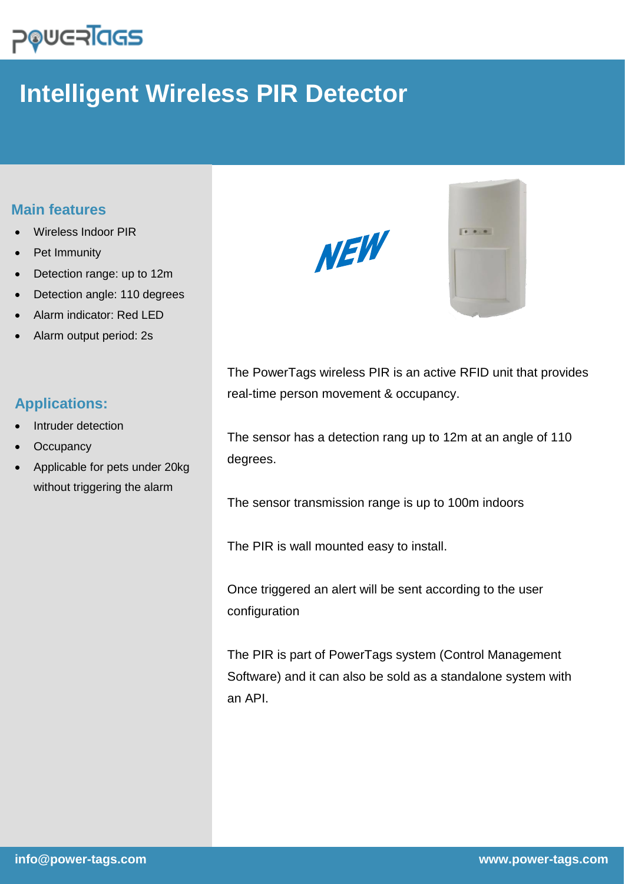# Intelligent Wireless PIR Detector

## Main features

- Wireless Indoor PIR
- Pet Immunity
- Detection range: up to 12m
- Detection angle: 110 degrees
- Alarm indicator: Red LED
- Alarm output period: 2s

## Applications:

- Intruder detection
- Occupancy
- Applicable for pets under 20kg without triggering the alarm

NEW

The PowerTags wireless PIR is an active RFID unit that provides real-time person movement & occupancy.

The sensor has a detection rang up to 12m at an angle of 110 degrees.

The sensor transmission range is up to 100m indoors

The PIR is wall mounted easy to install.

Once triggered an alert will be sent according to the user configuration

The PIR is part of PowerTags system (Control Management Software) and it can also be sold as a standalone system with an API.

**info@power-tags.com** **www.power-tags.com**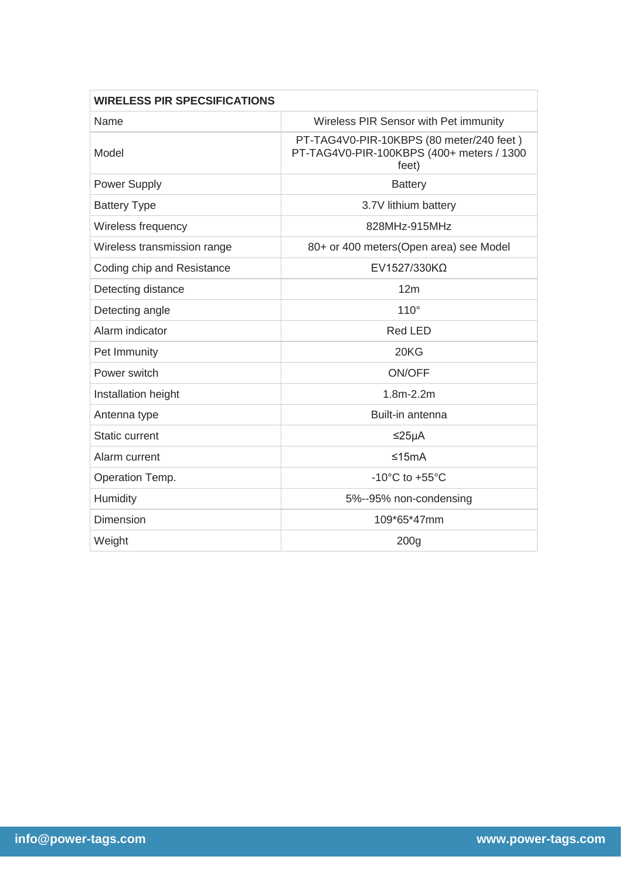| WIRELESS PIR SPECSIFICATIONS | |
|---|---|
| Name | Wireless PIR Sensor with Pet immunity |
| Model | PT-TAG4V0-PIR-10KBPS (80 meter/240 feet ) PT-TAG4V0-PIR-100KBPS (400+ meters / 1300 feet) |
| Power Supply | Battery |
| Battery Type | 3.7V lithium battery |
| Wireless frequency | 828MHz-915MHz |
| Wireless transmission range | 80+ or 400 meters(Open area) see Model |
| Coding chip and Resistance | EV1527/330KΩ |
| Detecting distance | 12m |
| Detecting angle | 110° |
| Alarm indicator | Red LED |
| Pet Immunity | 20KG |
| Power switch | ON/OFF |
| Installation height | 1.8m-2.2m |
| Antenna type | Built-in antenna |
| Static current | ≤25μA |
| Alarm current | ≤15mA |
| Operation Temp. | -10°C to +55°C |
| Humidity | 5%--95% non-condensing |
| Dimension | 109*65*47mm |
| Weight | 200g |